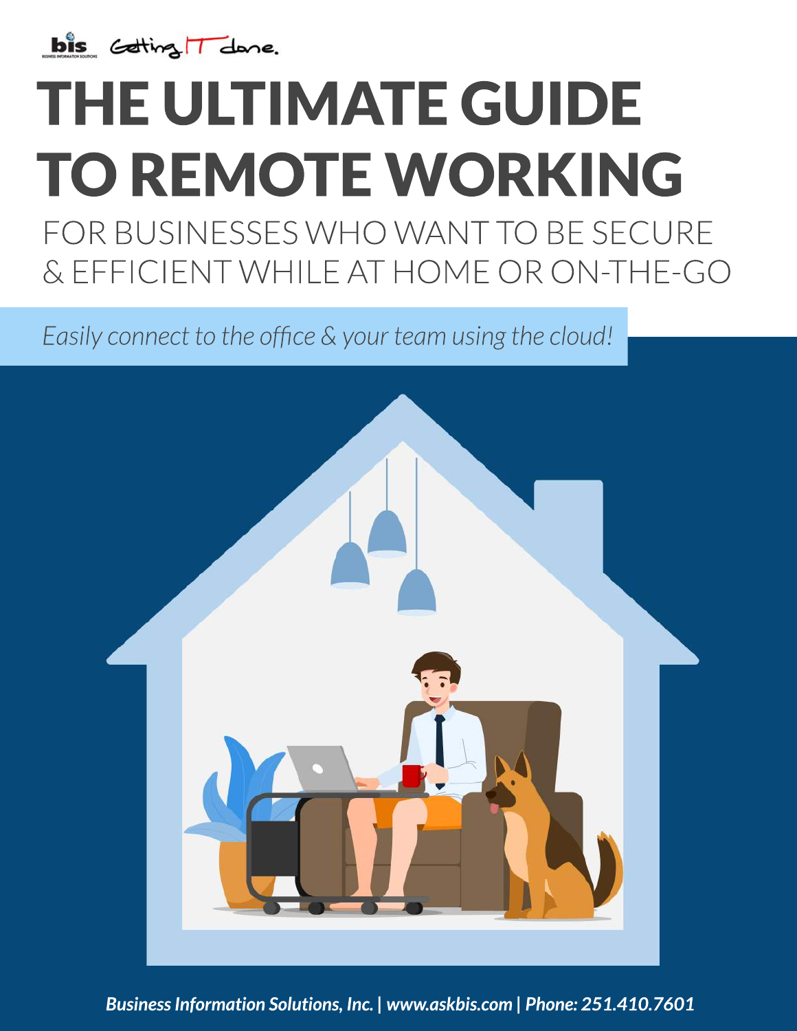bis Getting IT done.

# THE ULTIMATE GUIDE TO REMOTE WORKING

## FOR BUSINESSES WHO WANT TO BE SECURE & EFFICIENT WHILE AT HOME OR ON-THE-GO

*Easily connect to the office & your team using the cloud!*

***Business Information Solutions, Inc. | www.askbis.com | Phone: 251.410.7601***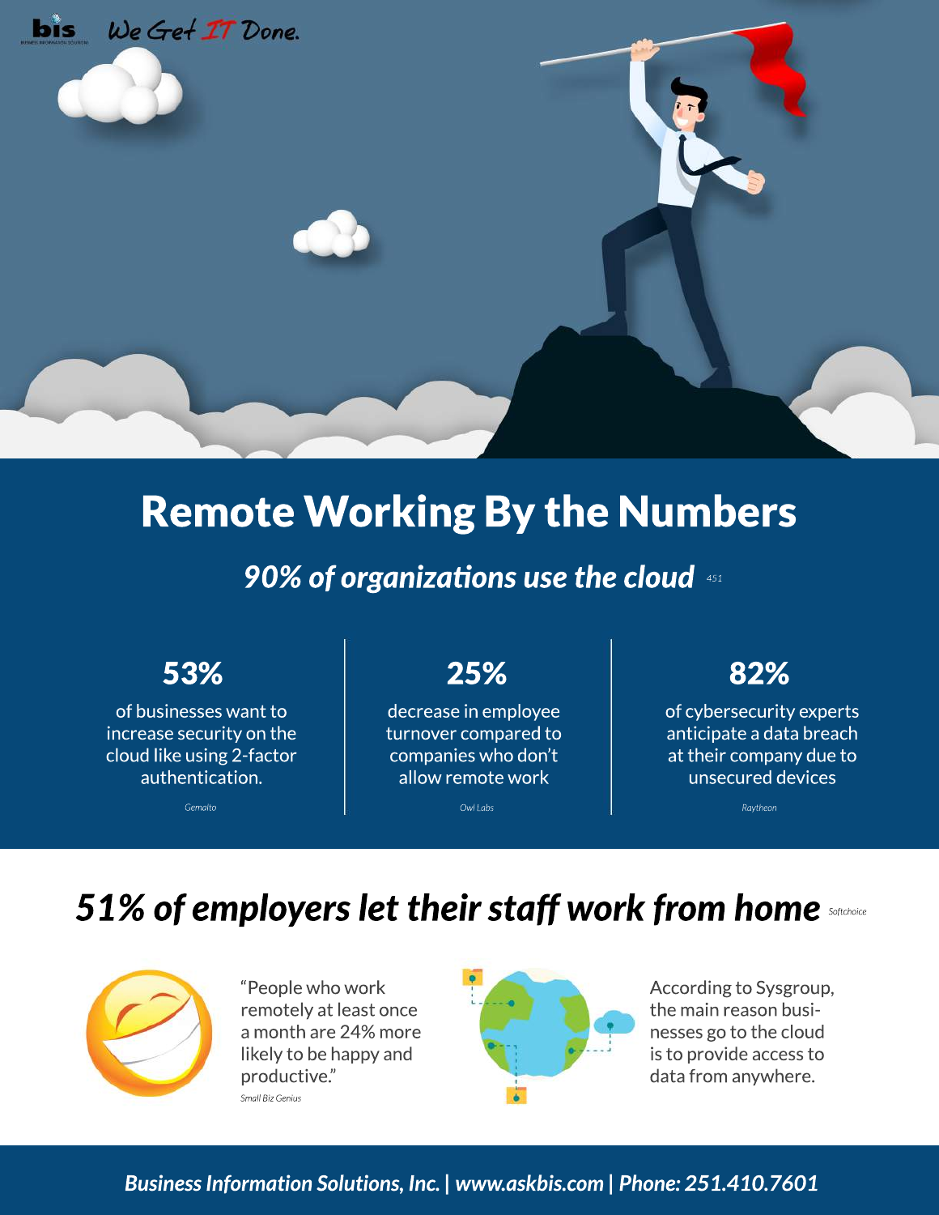bis We Get IT Done.

# Remote Working By the Numbers

## *90% of organizations use the cloud* 451

**53%**

of businesses want to increase security on the cloud like using 2-factor authentication.

*Gemalto*

**25%**

decrease in employee turnover compared to companies who don't allow remote work

*Owl Labs*

**82%**

of cybersecurity experts anticipate a data breach at their company due to unsecured devices

*Raytheon*

## *51% of employers let their staff work from home* Softchoice

"People who work remotely at least once a month are 24% more likely to be happy and productive."

*Small Biz Genius*

According to Sysgroup, the main reason businesses go to the cloud is to provide access to data from anywhere.

***Business Information Solutions, Inc. | www.askbis.com | Phone: 251.410.7601***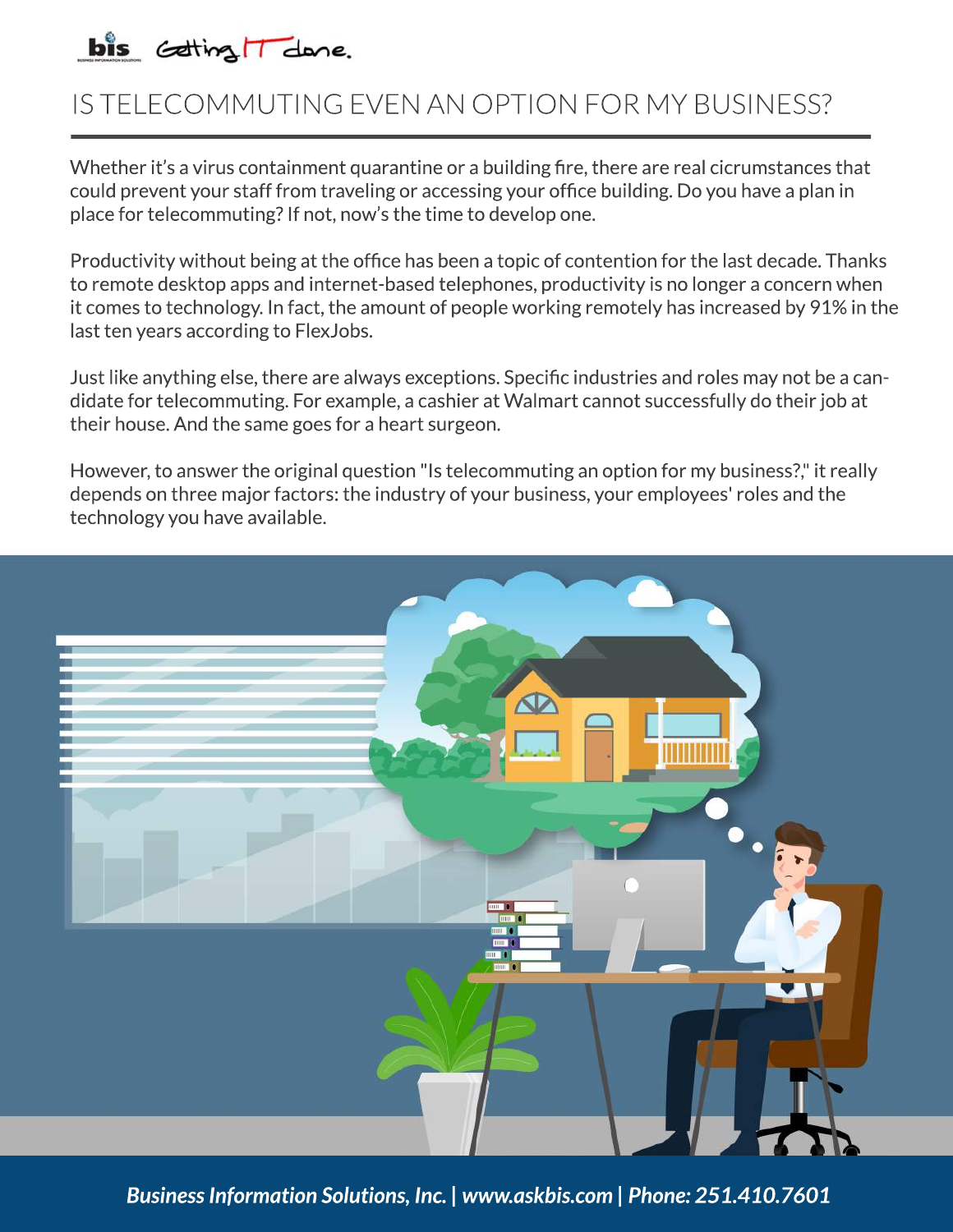# IS TELECOMMUTING EVEN AN OPTION FOR MY BUSINESS?

Whether it's a virus containment quarantine or a building fire, there are real cicrumstances that could prevent your staff from traveling or accessing your office building. Do you have a plan in place for telecommuting? If not, now's the time to develop one.

Productivity without being at the office has been a topic of contention for the last decade. Thanks to remote desktop apps and internet-based telephones, productivity is no longer a concern when it comes to technology. In fact, the amount of people working remotely has increased by 91% in the last ten years according to FlexJobs.

Just like anything else, there are always exceptions. Specific industries and roles may not be a candidate for telecommuting. For example, a cashier at Walmart cannot successfully do their job at their house. And the same goes for a heart surgeon.

However, to answer the original question "Is telecommuting an option for my business?," it really depends on three major factors: the industry of your business, your employees' roles and the technology you have available.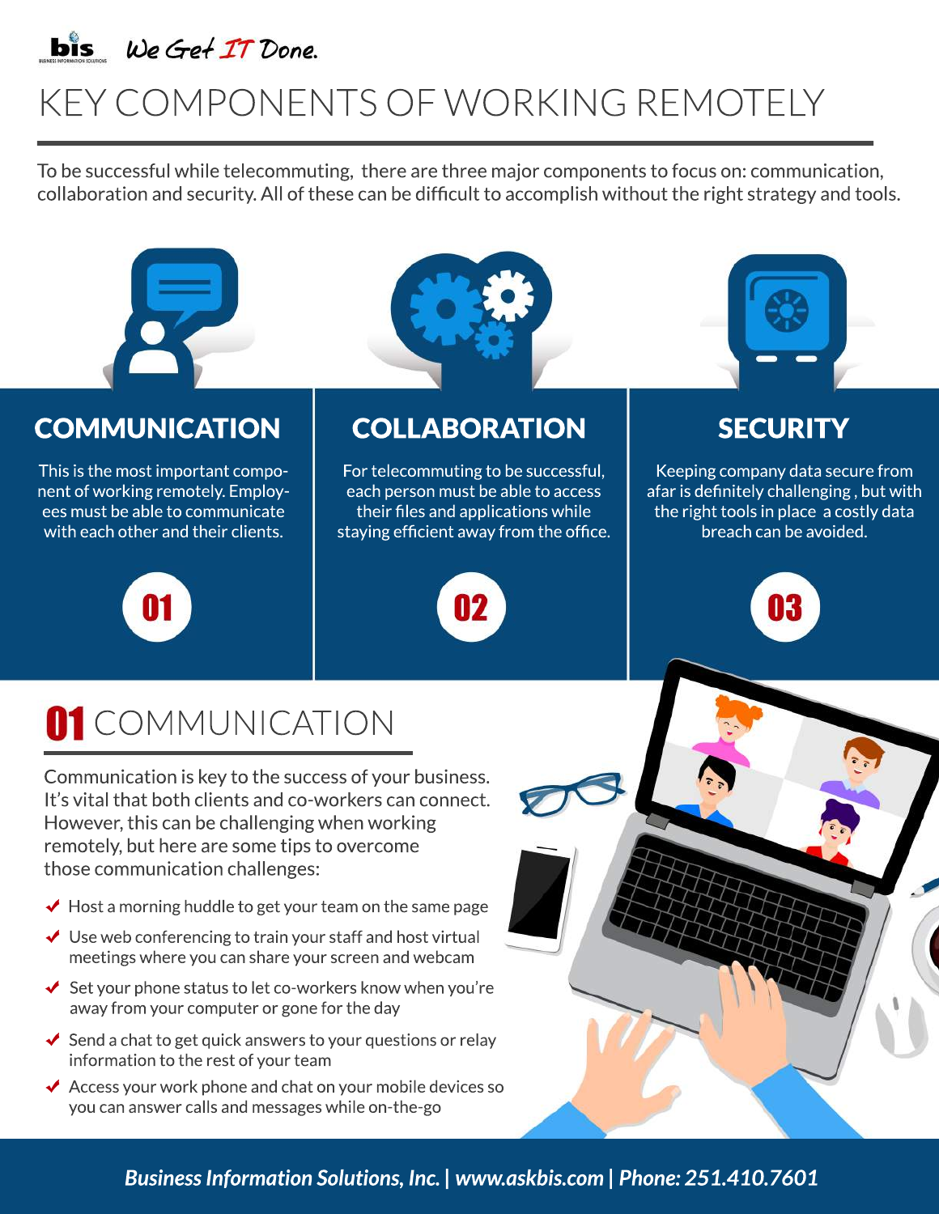bis We Get IT Done.

# KEY COMPONENTS OF WORKING REMOTELY

To be successful while telecommuting, there are three major components to focus on: communication, collaboration and security. All of these can be difficult to accomplish without the right strategy and tools.

## COMMUNICATION

This is the most important component of working remotely. Employees must be able to communicate with each other and their clients.

01

## COLLABORATION

For telecommuting to be successful, each person must be able to access their files and applications while staying efficient away from the office.

02

## SECURITY

Keeping company data secure from afar is definitely challenging , but with the right tools in place a costly data breach can be avoided.

03

## 01 COMMUNICATION

Communication is key to the success of your business. It's vital that both clients and co-workers can connect. However, this can be challenging when working remotely, but here are some tips to overcome those communication challenges:

- ✔ Host a morning huddle to get your team on the same page
- ✔ Use web conferencing to train your staff and host virtual meetings where you can share your screen and webcam
- ✔ Set your phone status to let co-workers know when you're away from your computer or gone for the day
- ✔ Send a chat to get quick answers to your questions or relay information to the rest of your team
- ✔ Access your work phone and chat on your mobile devices so you can answer calls and messages while on-the-go

*Business Information Solutions, Inc. | www.askbis.com | Phone: 251.410.7601*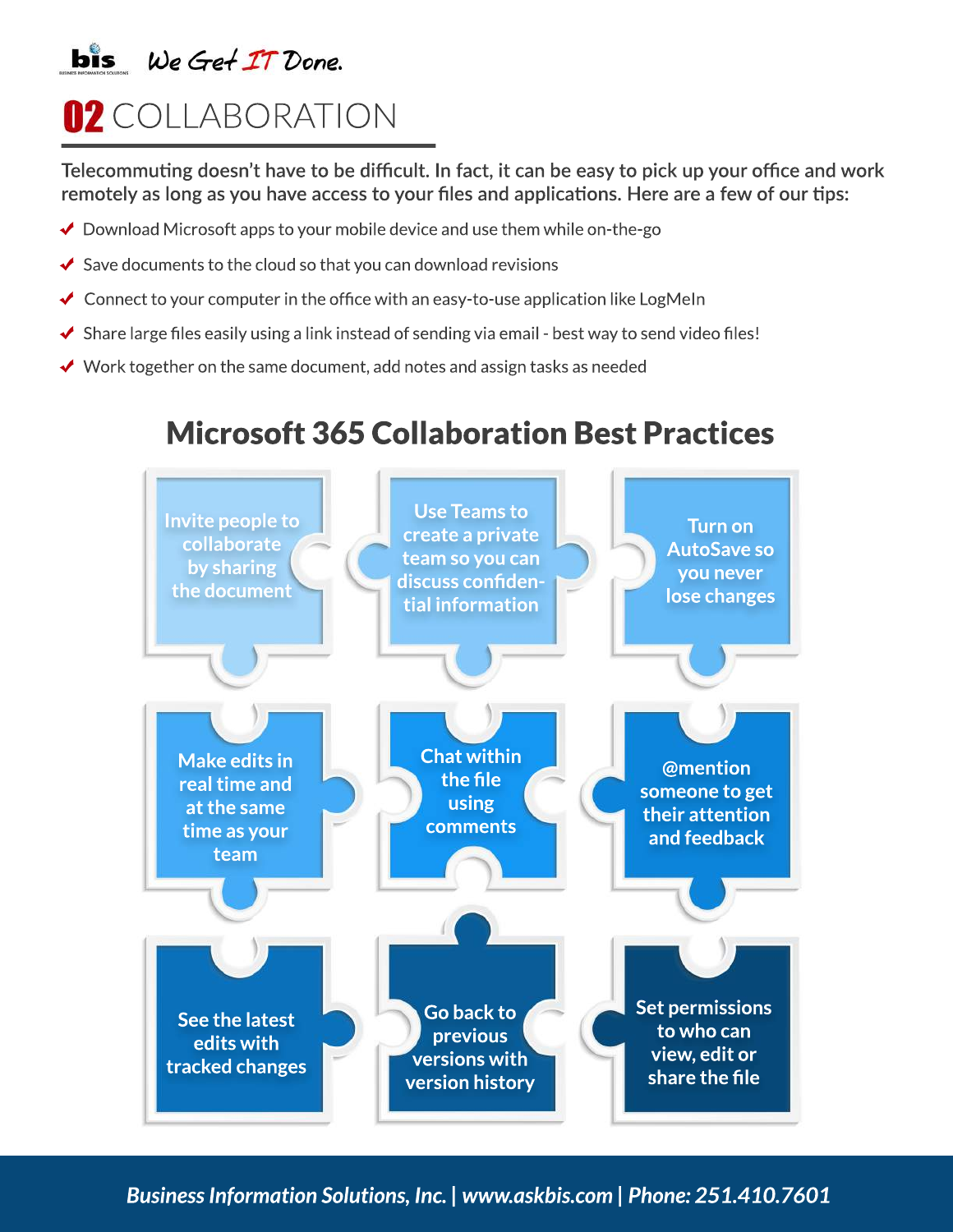# 02 COLLABORATION

Telecommuting doesn't have to be difficult. In fact, it can be easy to pick up your office and work remotely as long as you have access to your files and applications. Here are a few of our tips:

- ✔ Download Microsoft apps to your mobile device and use them while on-the-go
- ✔ Save documents to the cloud so that you can download revisions
- ✔ Connect to your computer in the office with an easy-to-use application like LogMeIn
- ✔ Share large files easily using a link instead of sending via email - best way to send video files!
- ✔ Work together on the same document, add notes and assign tasks as needed

## Microsoft 365 Collaboration Best Practices

- Invite people to collaborate by sharing the document
- Use Teams to create a private team so you can discuss confidential information
- Turn on AutoSave so you never lose changes
- Make edits in real time and at the same time as your team
- Chat within the file using comments
- @mention someone to get their attention and feedback
- See the latest edits with tracked changes
- Go back to previous versions with version history
- Set permissions to who can view, edit or share the file

*Business Information Solutions, Inc. | www.askbis.com | Phone: 251.410.7601*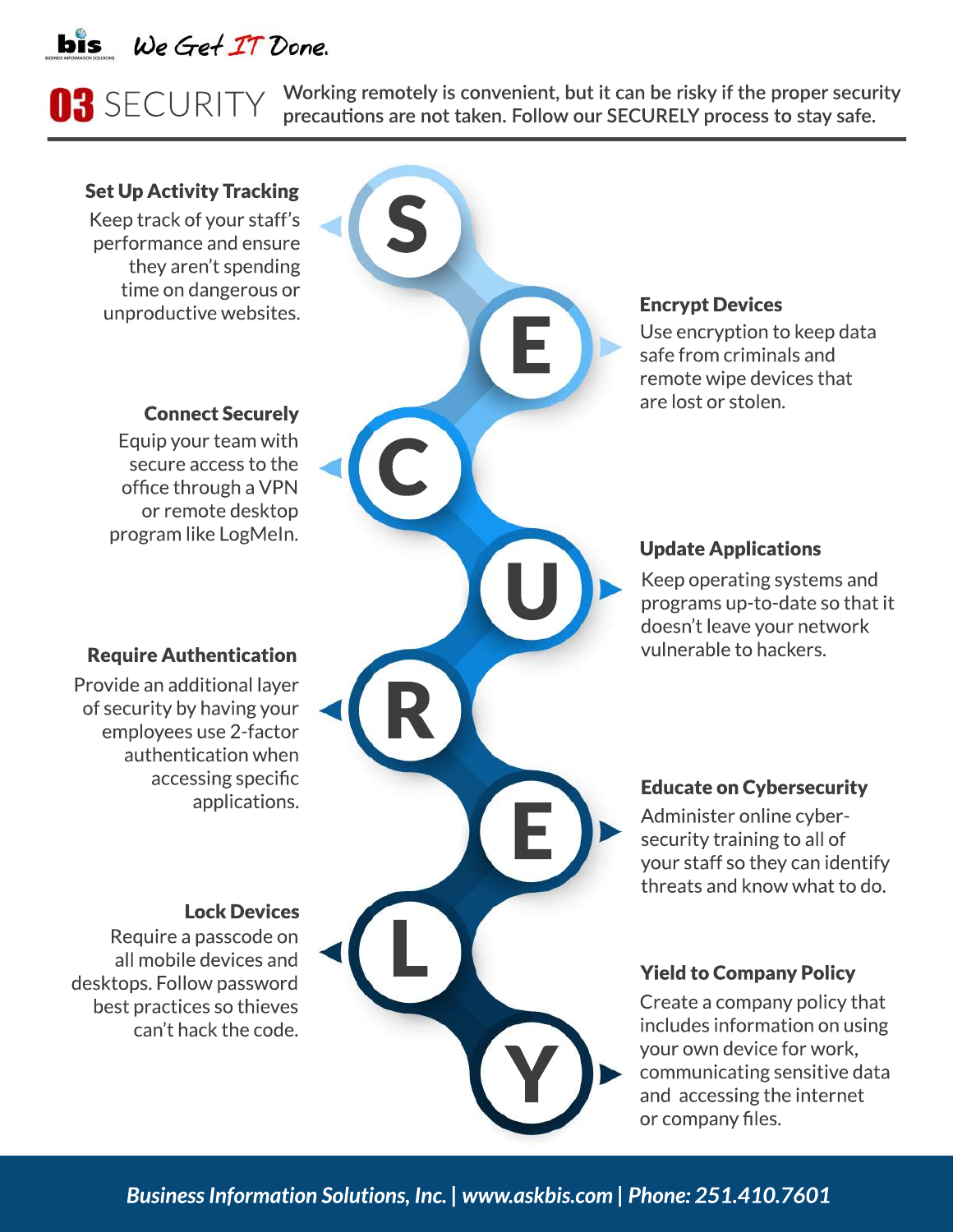# 03 SECURITY

Working remotely is convenient, but it can be risky if the proper security precautions are not taken. Follow our SECURELY process to stay safe.

**S** — **Set Up Activity Tracking**
Keep track of your staff's performance and ensure they aren't spending time on dangerous or unproductive websites.

**E** — **Encrypt Devices**
Use encryption to keep data safe from criminals and remote wipe devices that are lost or stolen.

**C** — **Connect Securely**
Equip your team with secure access to the office through a VPN or remote desktop program like LogMeIn.

**U** — **Update Applications**
Keep operating systems and programs up-to-date so that it doesn't leave your network vulnerable to hackers.

**R** — **Require Authentication**
Provide an additional layer of security by having your employees use 2-factor authentication when accessing specific applications.

**E** — **Educate on Cybersecurity**
Administer online cyber-security training to all of your staff so they can identify threats and know what to do.

**L** — **Lock Devices**
Require a passcode on all mobile devices and desktops. Follow password best practices so thieves can't hack the code.

**Y** — **Yield to Company Policy**
Create a company policy that includes information on using your own device for work, communicating sensitive data and accessing the internet or company files.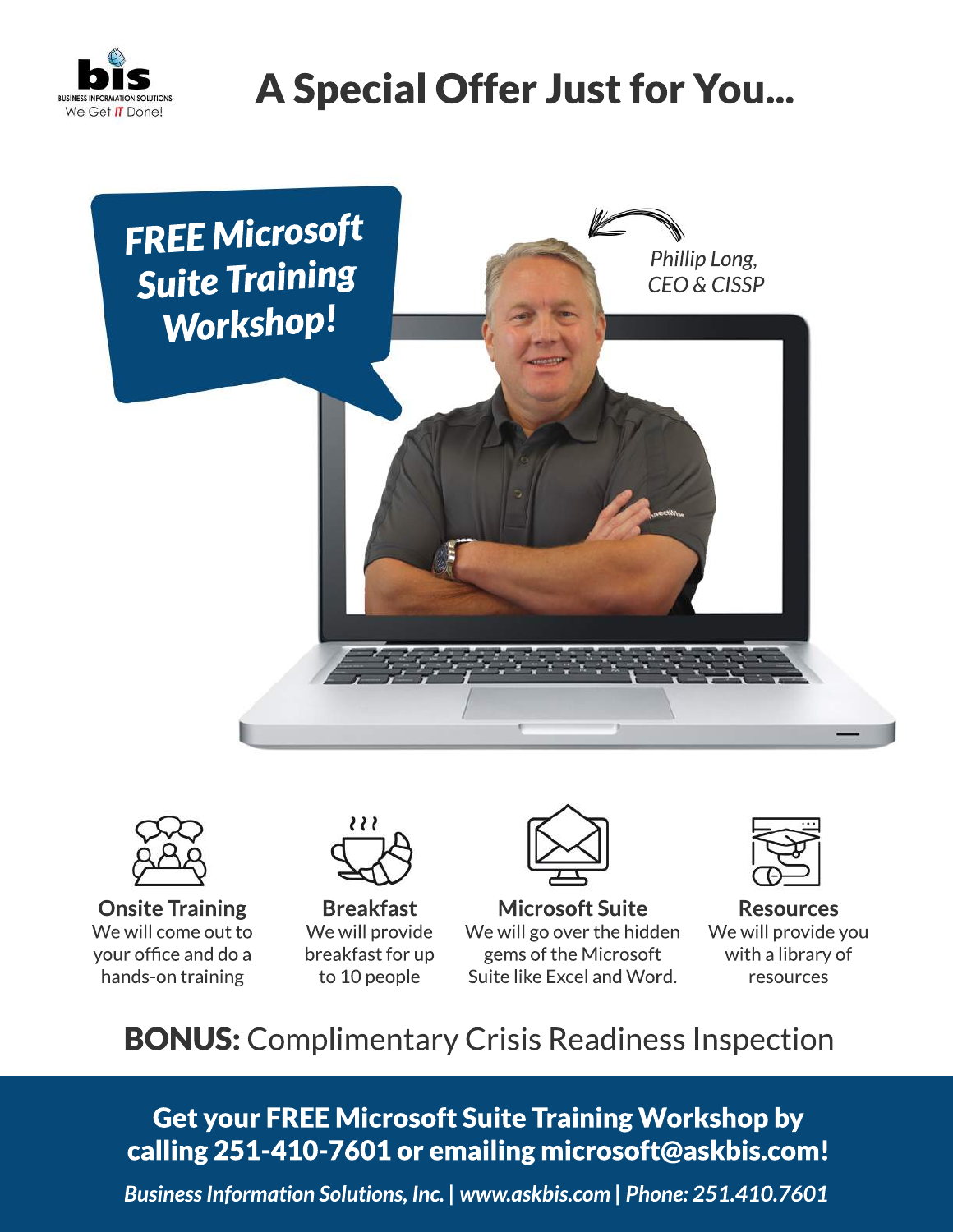bis
BUSINESS INFORMATION SOLUTIONS
We Get IT Done!

# A Special Offer Just for You...

## FREE Microsoft Suite Training Workshop!

*Phillip Long, CEO & CISSP*

**Onsite Training**
We will come out to your office and do a hands-on training

**Breakfast**
We will provide breakfast for up to 10 people

**Microsoft Suite**
We will go over the hidden gems of the Microsoft Suite like Excel and Word.

**Resources**
We will provide you with a library of resources

## BONUS: Complimentary Crisis Readiness Inspection

**Get your FREE Microsoft Suite Training Workshop by calling 251-410-7601 or emailing microsoft@askbis.com!**

***Business Information Solutions, Inc. | www.askbis.com | Phone: 251.410.7601***